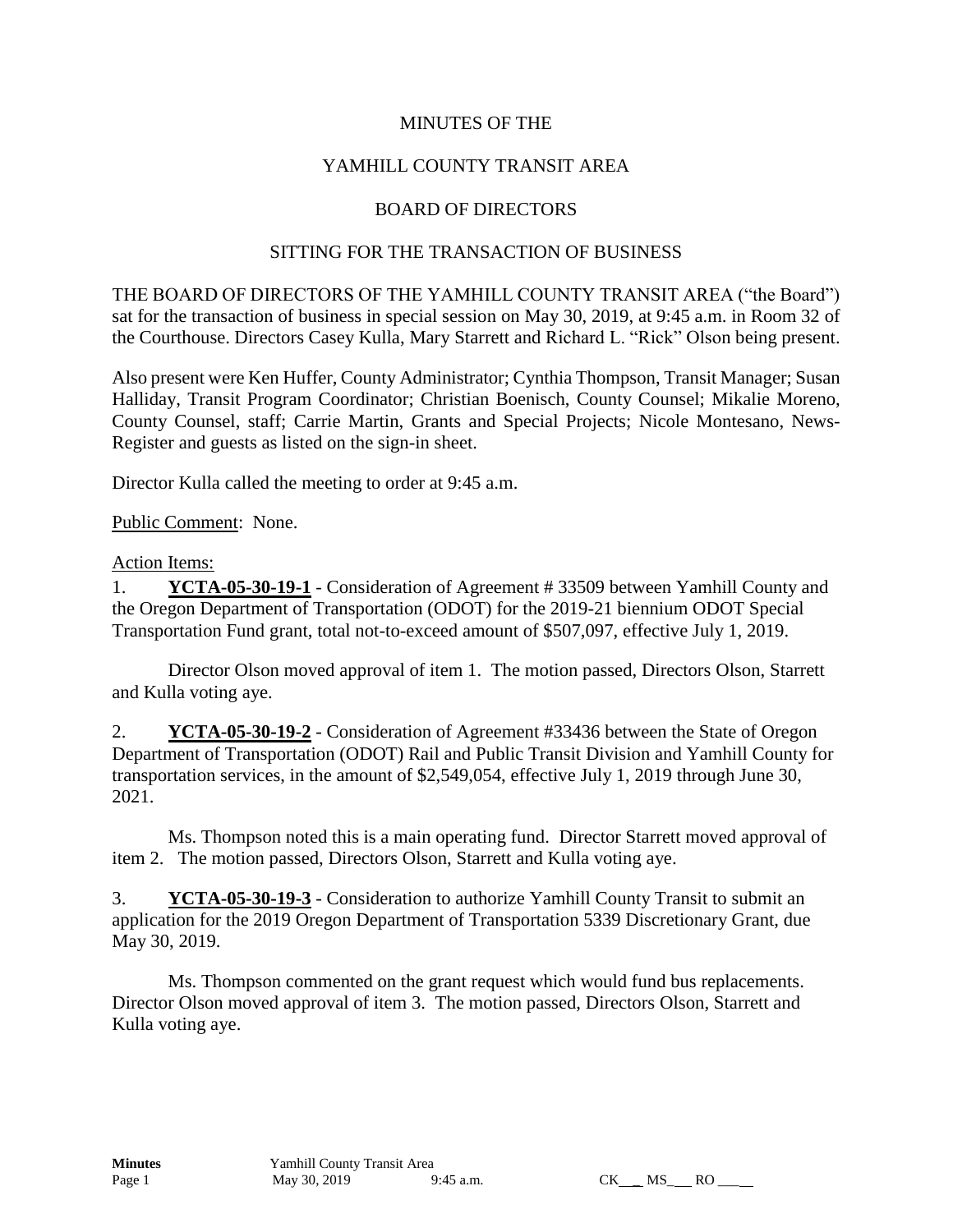MINUTES OF THE

YAMHILL COUNTY TRANSIT AREA

BOARD OF DIRECTORS

SITTING FOR THE TRANSACTION OF BUSINESS

THE BOARD OF DIRECTORS OF THE YAMHILL COUNTY TRANSIT AREA ("the Board") sat for the transaction of business in special session on May 30, 2019, at 9:45 a.m. in Room 32 of the Courthouse. Directors Casey Kulla, Mary Starrett and Richard L. "Rick" Olson being present.

Also present were Ken Huffer, County Administrator; Cynthia Thompson, Transit Manager; Susan Halliday, Transit Program Coordinator; Christian Boenisch, County Counsel; Mikalie Moreno, County Counsel, staff; Carrie Martin, Grants and Special Projects; Nicole Montesano, News-Register and guests as listed on the sign-in sheet.

Director Kulla called the meeting to order at 9:45 a.m.

Public Comment: None.

Action Items:

1. **YCTA-05-30-19-1** - Consideration of Agreement # 33509 between Yamhill County and the Oregon Department of Transportation (ODOT) for the 2019-21 biennium ODOT Special Transportation Fund grant, total not-to-exceed amount of $507,097, effective July 1, 2019.

Director Olson moved approval of item 1. The motion passed, Directors Olson, Starrett and Kulla voting aye.

2. **YCTA-05-30-19-2** - Consideration of Agreement #33436 between the State of Oregon Department of Transportation (ODOT) Rail and Public Transit Division and Yamhill County for transportation services, in the amount of $2,549,054, effective July 1, 2019 through June 30, 2021.

Ms. Thompson noted this is a main operating fund. Director Starrett moved approval of item 2. The motion passed, Directors Olson, Starrett and Kulla voting aye.

3. **YCTA-05-30-19-3** - Consideration to authorize Yamhill County Transit to submit an application for the 2019 Oregon Department of Transportation 5339 Discretionary Grant, due May 30, 2019.

Ms. Thompson commented on the grant request which would fund bus replacements. Director Olson moved approval of item 3. The motion passed, Directors Olson, Starrett and Kulla voting aye.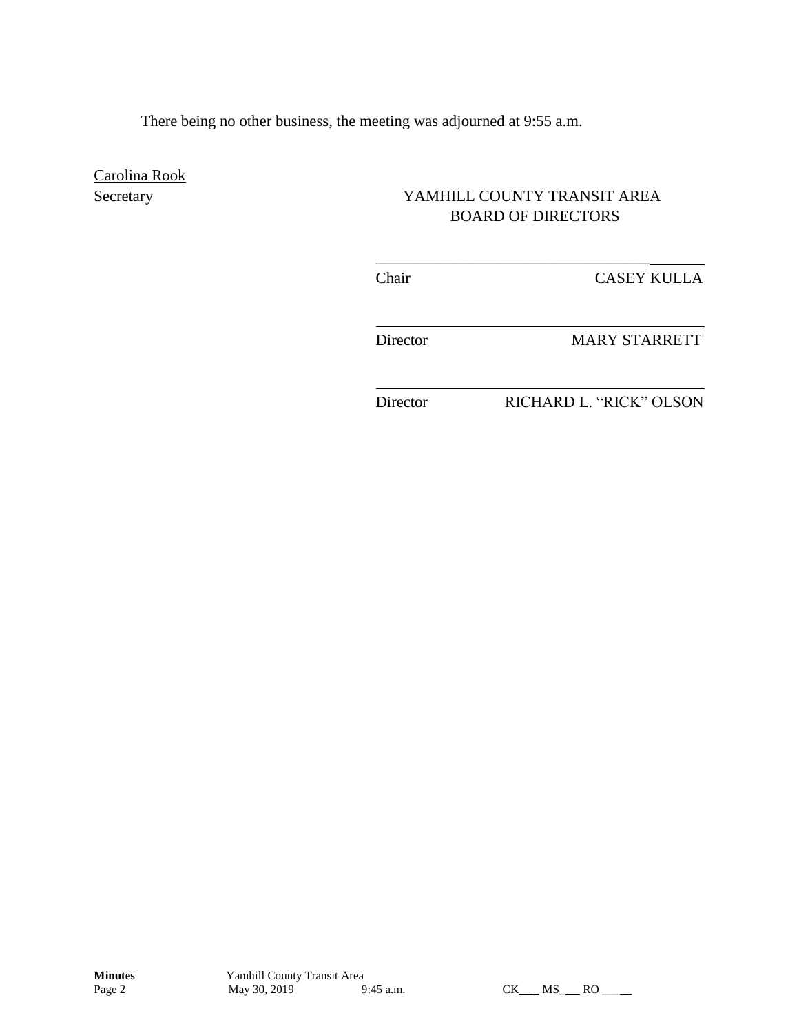There being no other business, the meeting was adjourned at 9:55 a.m.

Carolina Rook
Secretary

YAMHILL COUNTY TRANSIT AREA
BOARD OF DIRECTORS

\_\_\_\_\_\_\_\_\_\_\_\_\_\_\_\_\_\_\_\_\_\_\_\_\_\_\_\_\_\_\_\_\_\_\_\_\_\_\_\_\_\_
Chair CASEY KULLA

\_\_\_\_\_\_\_\_\_\_\_\_\_\_\_\_\_\_\_\_\_\_\_\_\_\_\_\_\_\_\_\_\_\_\_\_\_\_\_\_\_\_
Director MARY STARRETT

\_\_\_\_\_\_\_\_\_\_\_\_\_\_\_\_\_\_\_\_\_\_\_\_\_\_\_\_\_\_\_\_\_\_\_\_\_\_\_\_\_\_
Director RICHARD L. "RICK" OLSON